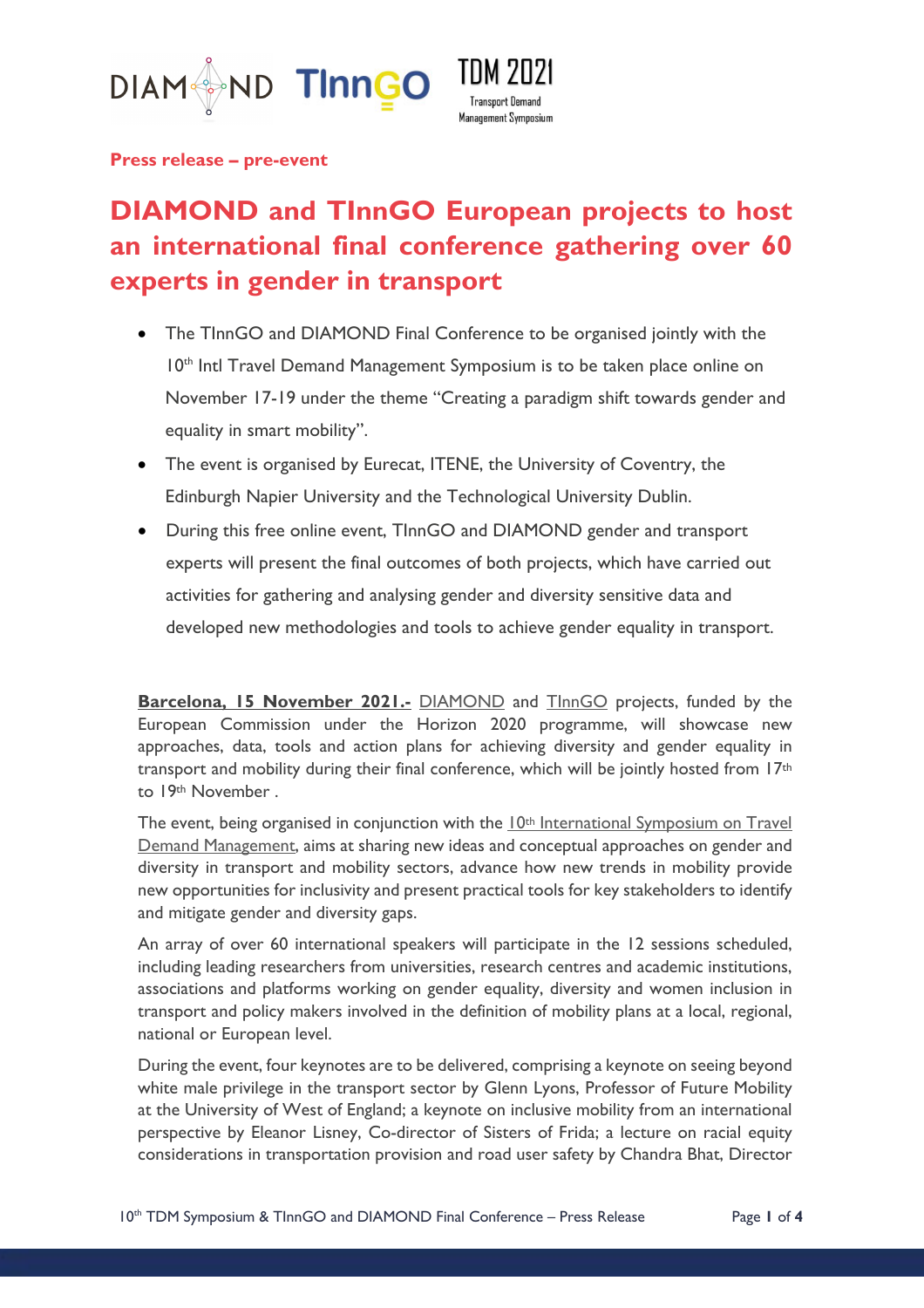**Press release – pre-event**

# DIAMOND and TInnGO European projects to host an international final conference gathering over 60 experts in gender in transport

- The TInnGO and DIAMOND Final Conference to be organised jointly with the 10th Intl Travel Demand Management Symposium is to be taken place online on November 17-19 under the theme "Creating a paradigm shift towards gender and equality in smart mobility".
- The event is organised by Eurecat, ITENE, the University of Coventry, the Edinburgh Napier University and the Technological University Dublin.
- During this free online event, TInnGO and DIAMOND gender and transport experts will present the final outcomes of both projects, which have carried out activities for gathering and analysing gender and diversity sensitive data and developed new methodologies and tools to achieve gender equality in transport.

**Barcelona, 15 November 2021.-** DIAMOND and TInnGO projects, funded by the European Commission under the Horizon 2020 programme, will showcase new approaches, data, tools and action plans for achieving diversity and gender equality in transport and mobility during their final conference, which will be jointly hosted from 17th to 19th November .

The event, being organised in conjunction with the 10th International Symposium on Travel Demand Management, aims at sharing new ideas and conceptual approaches on gender and diversity in transport and mobility sectors, advance how new trends in mobility provide new opportunities for inclusivity and present practical tools for key stakeholders to identify and mitigate gender and diversity gaps.

An array of over 60 international speakers will participate in the 12 sessions scheduled, including leading researchers from universities, research centres and academic institutions, associations and platforms working on gender equality, diversity and women inclusion in transport and policy makers involved in the definition of mobility plans at a local, regional, national or European level.

During the event, four keynotes are to be delivered, comprising a keynote on seeing beyond white male privilege in the transport sector by Glenn Lyons, Professor of Future Mobility at the University of West of England; a keynote on inclusive mobility from an international perspective by Eleanor Lisney, Co-director of Sisters of Frida; a lecture on racial equity considerations in transportation provision and road user safety by Chandra Bhat, Director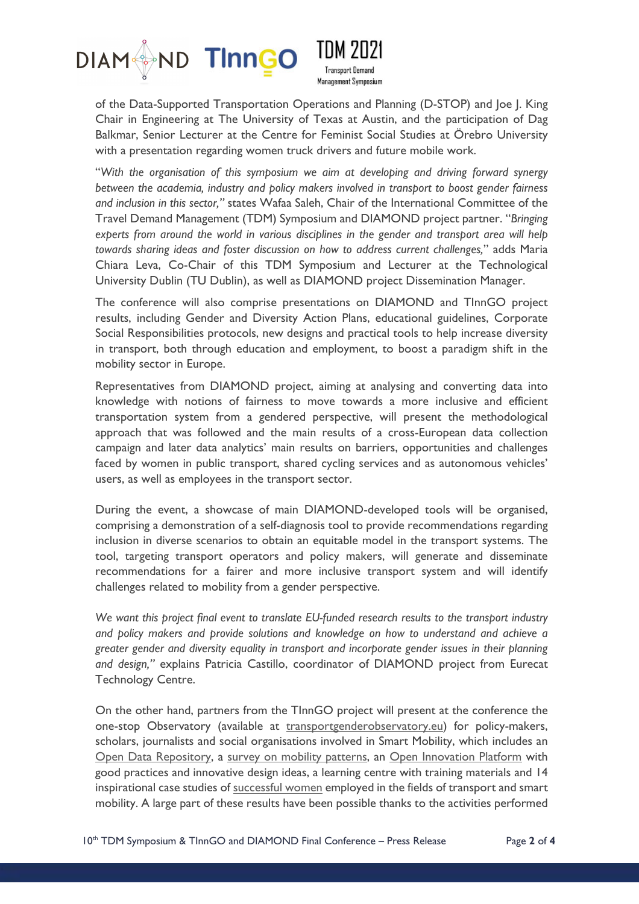of the Data-Supported Transportation Operations and Planning (D-STOP) and Joe J. King Chair in Engineering at The University of Texas at Austin, and the participation of Dag Balkmar, Senior Lecturer at the Centre for Feminist Social Studies at Örebro University with a presentation regarding women truck drivers and future mobile work.

"*With the organisation of this symposium we aim at developing and driving forward synergy between the academia, industry and policy makers involved in transport to boost gender fairness and inclusion in this sector,"* states Wafaa Saleh, Chair of the International Committee of the Travel Demand Management (TDM) Symposium and DIAMOND project partner. "*Bringing experts from around the world in various disciplines in the gender and transport area will help towards sharing ideas and foster discussion on how to address current challenges,*" adds Maria Chiara Leva, Co-Chair of this TDM Symposium and Lecturer at the Technological University Dublin (TU Dublin), as well as DIAMOND project Dissemination Manager.

The conference will also comprise presentations on DIAMOND and TInnGO project results, including Gender and Diversity Action Plans, educational guidelines, Corporate Social Responsibilities protocols, new designs and practical tools to help increase diversity in transport, both through education and employment, to boost a paradigm shift in the mobility sector in Europe.

Representatives from DIAMOND project, aiming at analysing and converting data into knowledge with notions of fairness to move towards a more inclusive and efficient transportation system from a gendered perspective, will present the methodological approach that was followed and the main results of a cross-European data collection campaign and later data analytics' main results on barriers, opportunities and challenges faced by women in public transport, shared cycling services and as autonomous vehicles' users, as well as employees in the transport sector.

During the event, a showcase of main DIAMOND-developed tools will be organised, comprising a demonstration of a self-diagnosis tool to provide recommendations regarding inclusion in diverse scenarios to obtain an equitable model in the transport systems. The tool, targeting transport operators and policy makers, will generate and disseminate recommendations for a fairer and more inclusive transport system and will identify challenges related to mobility from a gender perspective.

*We want this project final event to translate EU-funded research results to the transport industry and policy makers and provide solutions and knowledge on how to understand and achieve a greater gender and diversity equality in transport and incorporate gender issues in their planning and design,"* explains Patricia Castillo, coordinator of DIAMOND project from Eurecat Technology Centre.

On the other hand, partners from the TInnGO project will present at the conference the one-stop Observatory (available at transportgenderobservatory.eu) for policy-makers, scholars, journalists and social organisations involved in Smart Mobility, which includes an Open Data Repository, a survey on mobility patterns, an Open Innovation Platform with good practices and innovative design ideas, a learning centre with training materials and 14 inspirational case studies of successful women employed in the fields of transport and smart mobility. A large part of these results have been possible thanks to the activities performed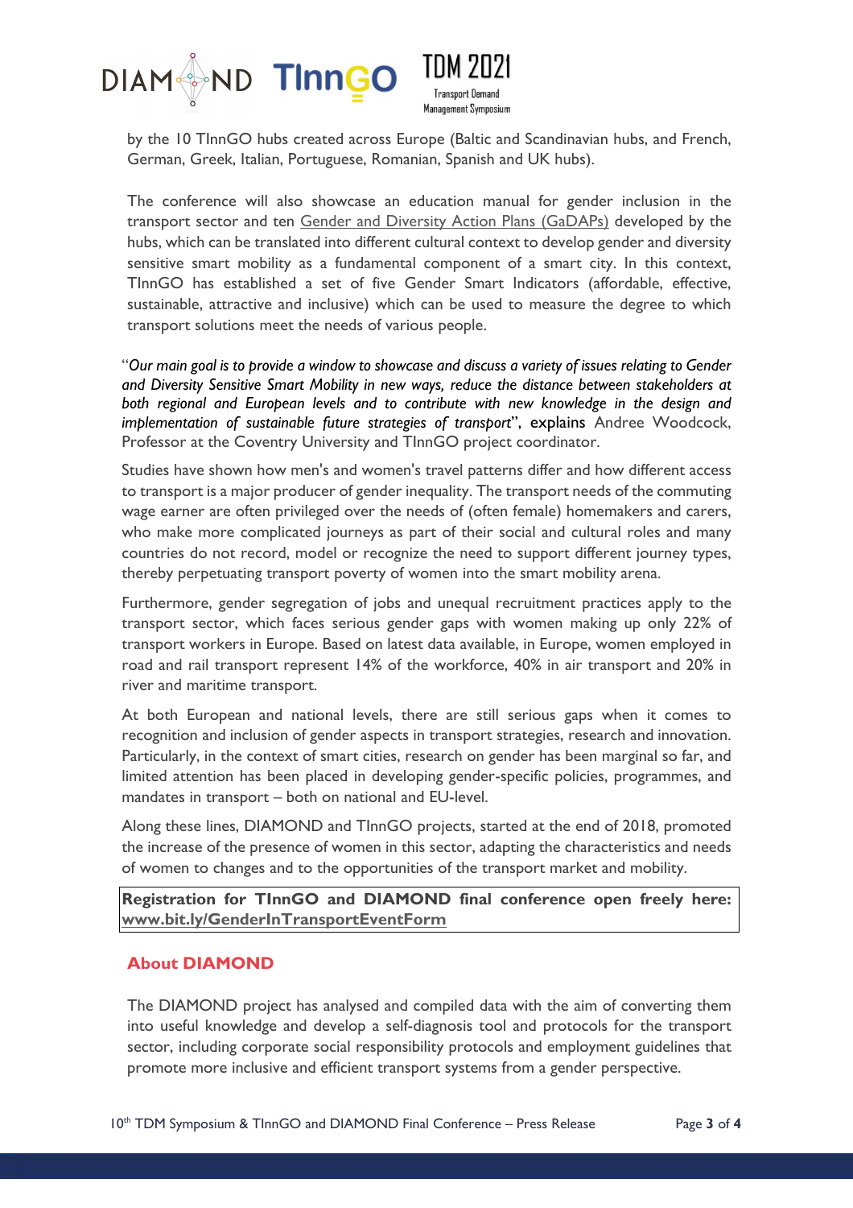by the 10 TInnGO hubs created across Europe (Baltic and Scandinavian hubs, and French, German, Greek, Italian, Portuguese, Romanian, Spanish and UK hubs).

The conference will also showcase an education manual for gender inclusion in the transport sector and ten Gender and Diversity Action Plans (GaDAPs) developed by the hubs, which can be translated into different cultural context to develop gender and diversity sensitive smart mobility as a fundamental component of a smart city. In this context, TInnGO has established a set of five Gender Smart Indicators (affordable, effective, sustainable, attractive and inclusive) which can be used to measure the degree to which transport solutions meet the needs of various people.

"*Our main goal is to provide a window to showcase and discuss a variety of issues relating to Gender and Diversity Sensitive Smart Mobility in new ways, reduce the distance between stakeholders at both regional and European levels and to contribute with new knowledge in the design and implementation of sustainable future strategies of transport*", explains Andree Woodcock, Professor at the Coventry University and TInnGO project coordinator.

Studies have shown how men's and women's travel patterns differ and how different access to transport is a major producer of gender inequality. The transport needs of the commuting wage earner are often privileged over the needs of (often female) homemakers and carers, who make more complicated journeys as part of their social and cultural roles and many countries do not record, model or recognize the need to support different journey types, thereby perpetuating transport poverty of women into the smart mobility arena.

Furthermore, gender segregation of jobs and unequal recruitment practices apply to the transport sector, which faces serious gender gaps with women making up only 22% of transport workers in Europe. Based on latest data available, in Europe, women employed in road and rail transport represent 14% of the workforce, 40% in air transport and 20% in river and maritime transport.

At both European and national levels, there are still serious gaps when it comes to recognition and inclusion of gender aspects in transport strategies, research and innovation. Particularly, in the context of smart cities, research on gender has been marginal so far, and limited attention has been placed in developing gender-specific policies, programmes, and mandates in transport – both on national and EU-level.

Along these lines, DIAMOND and TInnGO projects, started at the end of 2018, promoted the increase of the presence of women in this sector, adapting the characteristics and needs of women to changes and to the opportunities of the transport market and mobility.

**Registration for TInnGO and DIAMOND final conference open freely here: www.bit.ly/GenderInTransportEventForm**

## About DIAMOND

The DIAMOND project has analysed and compiled data with the aim of converting them into useful knowledge and develop a self-diagnosis tool and protocols for the transport sector, including corporate social responsibility protocols and employment guidelines that promote more inclusive and efficient transport systems from a gender perspective.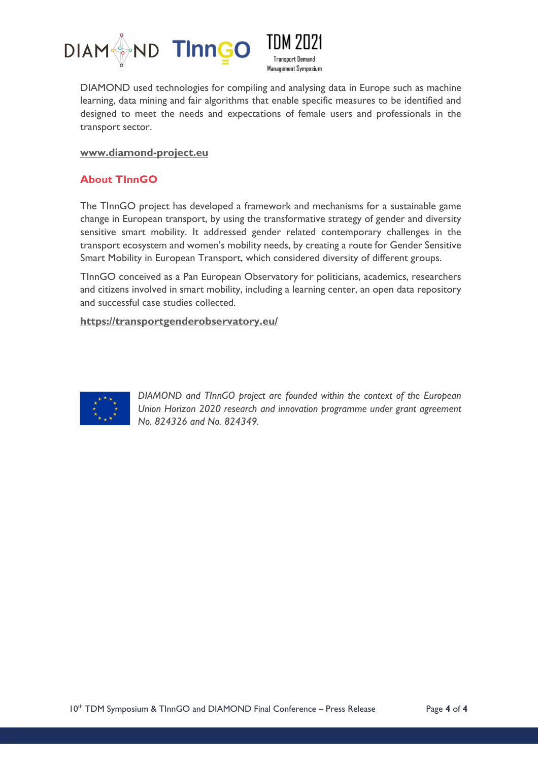DIAMOND used technologies for compiling and analysing data in Europe such as machine learning, data mining and fair algorithms that enable specific measures to be identified and designed to meet the needs and expectations of female users and professionals in the transport sector.

**www.diamond-project.eu**

## About TInnGO

The TInnGO project has developed a framework and mechanisms for a sustainable game change in European transport, by using the transformative strategy of gender and diversity sensitive smart mobility. It addressed gender related contemporary challenges in the transport ecosystem and women's mobility needs, by creating a route for Gender Sensitive Smart Mobility in European Transport, which considered diversity of different groups.

TInnGO conceived as a Pan European Observatory for politicians, academics, researchers and citizens involved in smart mobility, including a learning center, an open data repository and successful case studies collected.

**https://transportgenderobservatory.eu/**

*DIAMOND and TInnGO project are founded within the context of the European Union Horizon 2020 research and innovation programme under grant agreement No. 824326 and No. 824349.*